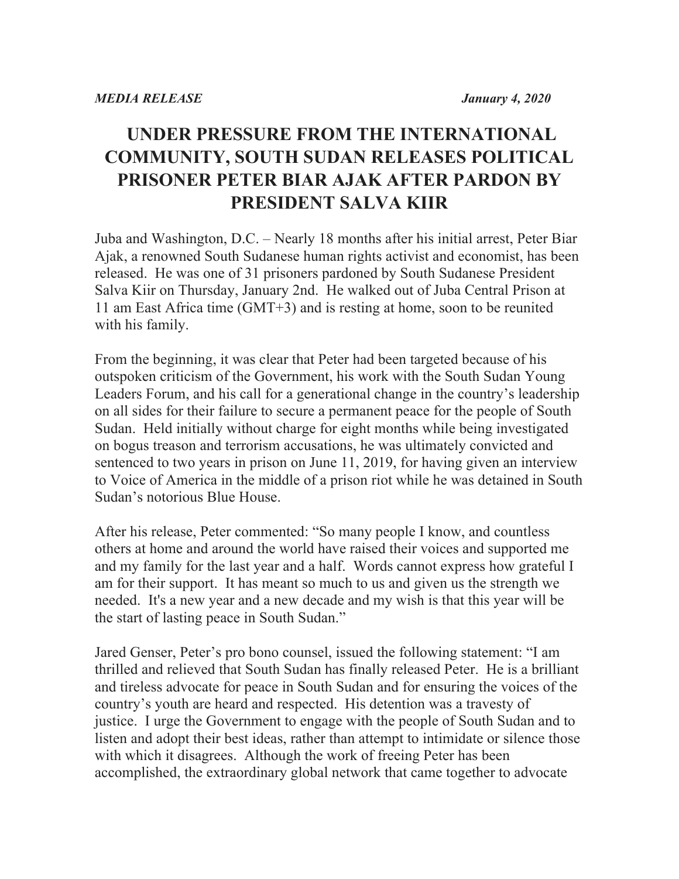***MEDIA RELEASE*** ***January 4, 2020***

# UNDER PRESSURE FROM THE INTERNATIONAL COMMUNITY, SOUTH SUDAN RELEASES POLITICAL PRISONER PETER BIAR AJAK AFTER PARDON BY PRESIDENT SALVA KIIR

Juba and Washington, D.C. – Nearly 18 months after his initial arrest, Peter Biar Ajak, a renowned South Sudanese human rights activist and economist, has been released. He was one of 31 prisoners pardoned by South Sudanese President Salva Kiir on Thursday, January 2nd. He walked out of Juba Central Prison at 11 am East Africa time (GMT+3) and is resting at home, soon to be reunited with his family.

From the beginning, it was clear that Peter had been targeted because of his outspoken criticism of the Government, his work with the South Sudan Young Leaders Forum, and his call for a generational change in the country's leadership on all sides for their failure to secure a permanent peace for the people of South Sudan. Held initially without charge for eight months while being investigated on bogus treason and terrorism accusations, he was ultimately convicted and sentenced to two years in prison on June 11, 2019, for having given an interview to Voice of America in the middle of a prison riot while he was detained in South Sudan's notorious Blue House.

After his release, Peter commented: "So many people I know, and countless others at home and around the world have raised their voices and supported me and my family for the last year and a half. Words cannot express how grateful I am for their support. It has meant so much to us and given us the strength we needed. It's a new year and a new decade and my wish is that this year will be the start of lasting peace in South Sudan."

Jared Genser, Peter's pro bono counsel, issued the following statement: "I am thrilled and relieved that South Sudan has finally released Peter. He is a brilliant and tireless advocate for peace in South Sudan and for ensuring the voices of the country's youth are heard and respected. His detention was a travesty of justice. I urge the Government to engage with the people of South Sudan and to listen and adopt their best ideas, rather than attempt to intimidate or silence those with which it disagrees. Although the work of freeing Peter has been accomplished, the extraordinary global network that came together to advocate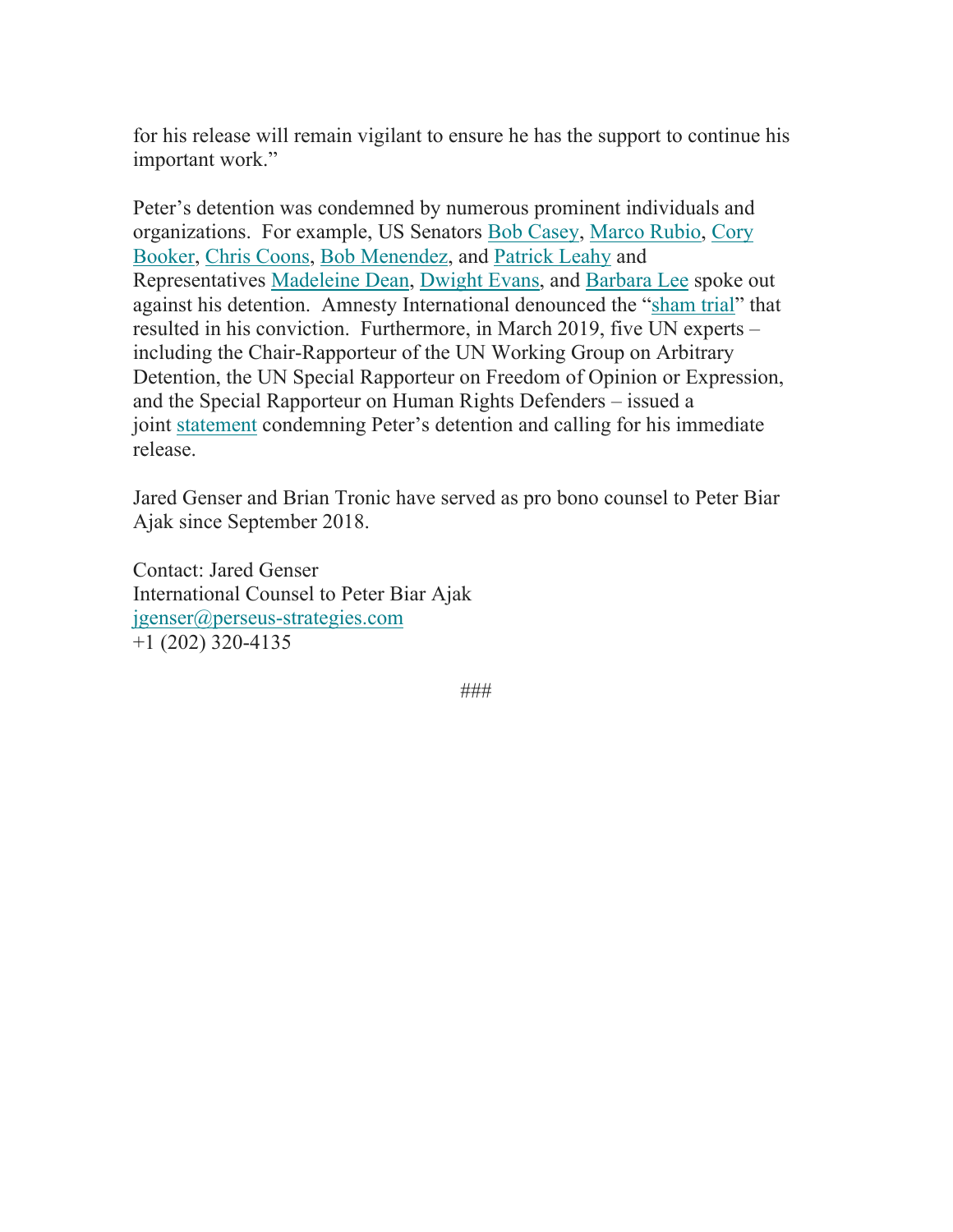for his release will remain vigilant to ensure he has the support to continue his important work."

Peter's detention was condemned by numerous prominent individuals and organizations. For example, US Senators Bob Casey, Marco Rubio, Cory Booker, Chris Coons, Bob Menendez, and Patrick Leahy and Representatives Madeleine Dean, Dwight Evans, and Barbara Lee spoke out against his detention. Amnesty International denounced the "sham trial" that resulted in his conviction. Furthermore, in March 2019, five UN experts – including the Chair-Rapporteur of the UN Working Group on Arbitrary Detention, the UN Special Rapporteur on Freedom of Opinion or Expression, and the Special Rapporteur on Human Rights Defenders – issued a joint statement condemning Peter's detention and calling for his immediate release.

Jared Genser and Brian Tronic have served as pro bono counsel to Peter Biar Ajak since September 2018.

Contact: Jared Genser
International Counsel to Peter Biar Ajak
jgenser@perseus-strategies.com
+1 (202) 320-4135

###